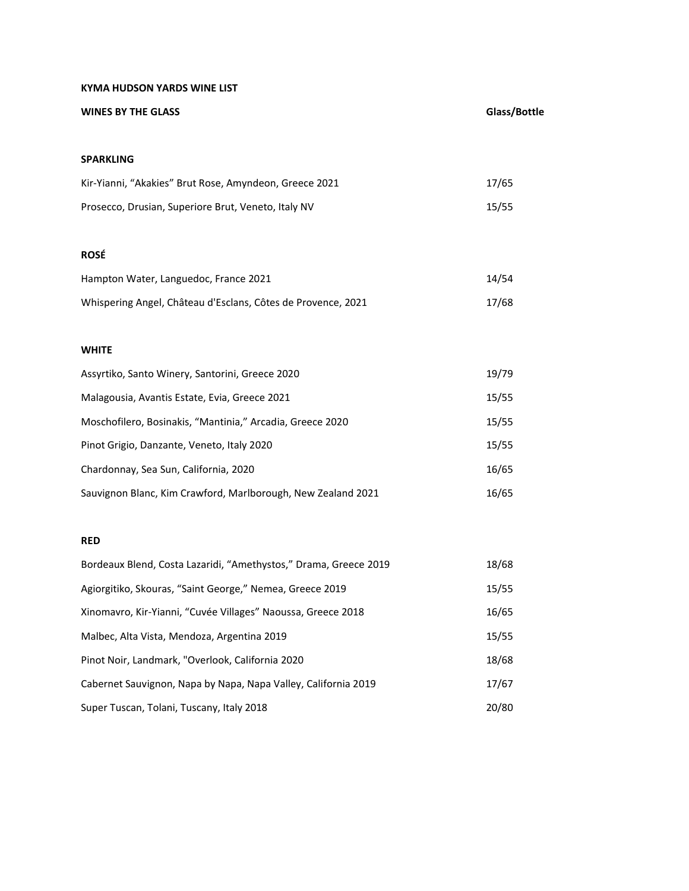# KYMA HUDSON YARDS WINE LIST

## WINES BY THE GLASS

| | Glass/Bottle |
|---|---|
| **SPARKLING** | |
| Kir-Yianni, “Akakies” Brut Rose, Amyndeon, Greece 2021 | 17/65 |
| Prosecco, Drusian, Superiore Brut, Veneto, Italy NV | 15/55 |
| **ROSÉ** | |
| Hampton Water, Languedoc, France 2021 | 14/54 |
| Whispering Angel, Château d'Esclans, Côtes de Provence, 2021 | 17/68 |
| **WHITE** | |
| Assyrtiko, Santo Winery, Santorini, Greece 2020 | 19/79 |
| Malagousia, Avantis Estate, Evia, Greece 2021 | 15/55 |
| Moschofilero, Bosinakis, “Mantinia,” Arcadia, Greece 2020 | 15/55 |
| Pinot Grigio, Danzante, Veneto, Italy 2020 | 15/55 |
| Chardonnay, Sea Sun, California, 2020 | 16/65 |
| Sauvignon Blanc, Kim Crawford, Marlborough, New Zealand 2021 | 16/65 |
| **RED** | |
| Bordeaux Blend, Costa Lazaridi, “Amethystos,” Drama, Greece 2019 | 18/68 |
| Agiorgitiko, Skouras, “Saint George,” Nemea, Greece 2019 | 15/55 |
| Xinomavro, Kir-Yianni, “Cuvée Villages” Naoussa, Greece 2018 | 16/65 |
| Malbec, Alta Vista, Mendoza, Argentina 2019 | 15/55 |
| Pinot Noir, Landmark, "Overlook, California 2020 | 18/68 |
| Cabernet Sauvignon, Napa by Napa, Napa Valley, California 2019 | 17/67 |
| Super Tuscan, Tolani, Tuscany, Italy 2018 | 20/80 |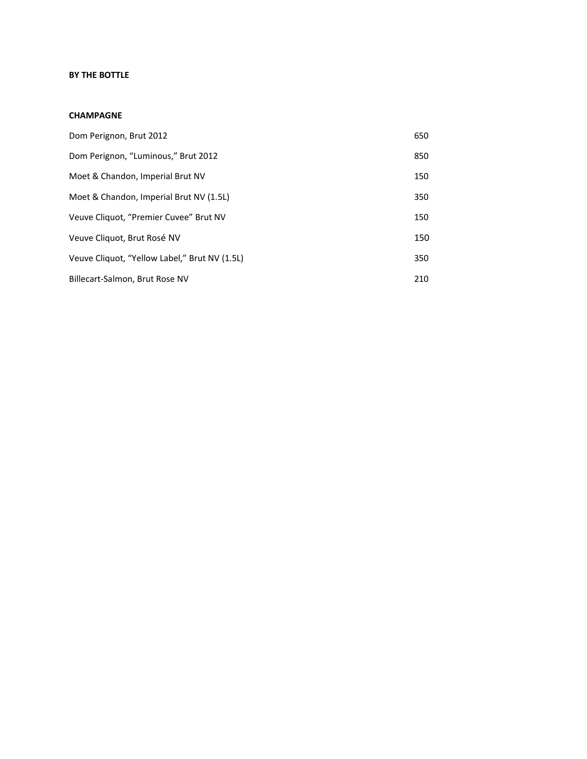**BY THE BOTTLE**

**CHAMPAGNE**

| | |
|---|---|
| Dom Perignon, Brut 2012 | 650 |
| Dom Perignon, "Luminous," Brut 2012 | 850 |
| Moet & Chandon, Imperial Brut NV | 150 |
| Moet & Chandon, Imperial Brut NV (1.5L) | 350 |
| Veuve Cliquot, "Premier Cuvee" Brut NV | 150 |
| Veuve Cliquot, Brut Rosé NV | 150 |
| Veuve Cliquot, "Yellow Label," Brut NV (1.5L) | 350 |
| Billecart-Salmon, Brut Rose NV | 210 |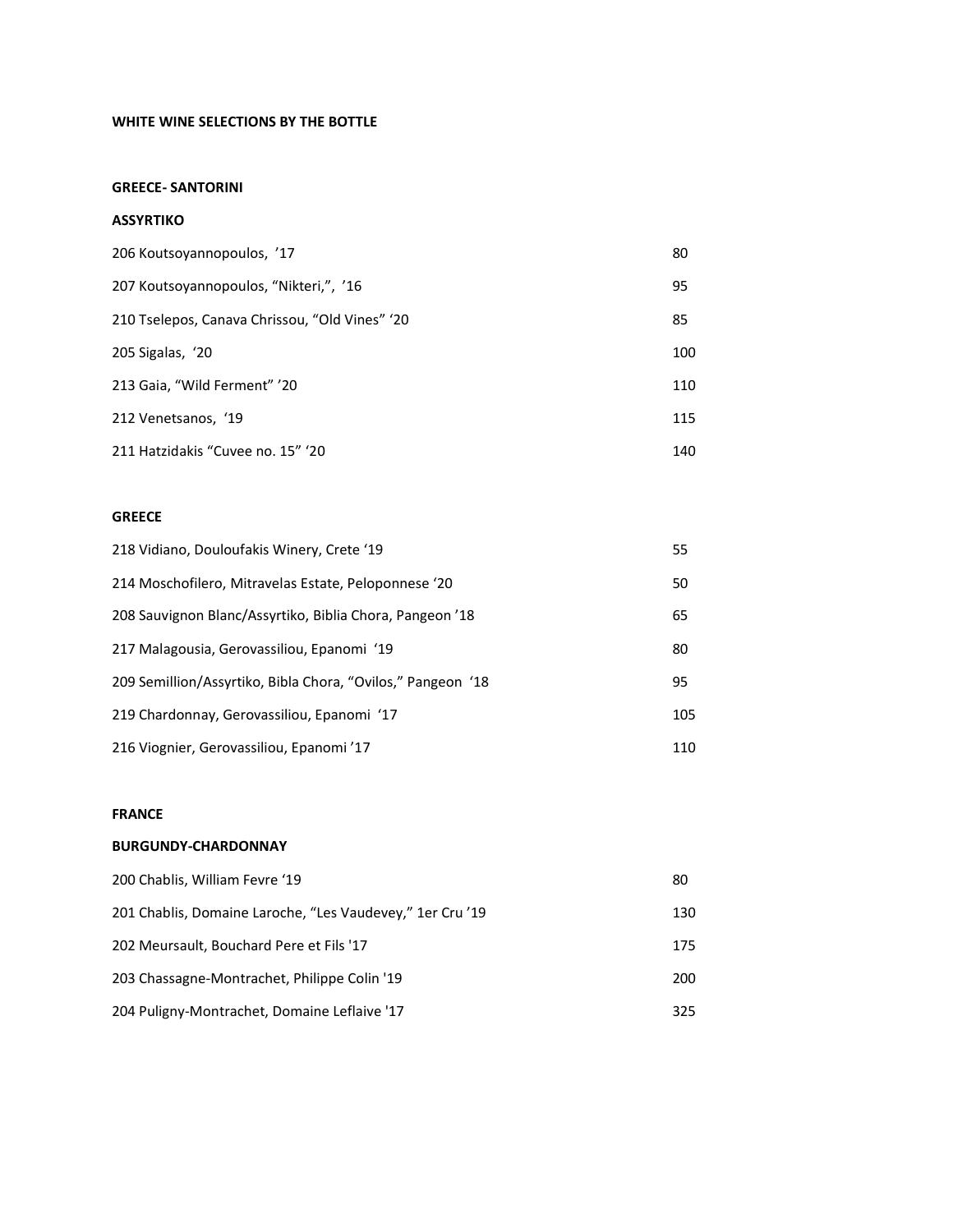## WHITE WINE SELECTIONS BY THE BOTTLE

### GREECE- SANTORINI

#### ASSYRTIKO

| | |
|---|---|
| 206 Koutsoyannopoulos, ’17 | 80 |
| 207 Koutsoyannopoulos, “Nikteri,”, ’16 | 95 |
| 210 Tselepos, Canava Chrissou, “Old Vines” ‘20 | 85 |
| 205 Sigalas, ‘20 | 100 |
| 213 Gaia, “Wild Ferment” ’20 | 110 |
| 212 Venetsanos, ‘19 | 115 |
| 211 Hatzidakis “Cuvee no. 15” ‘20 | 140 |

### GREECE

| | |
|---|---|
| 218 Vidiano, Douloufakis Winery, Crete ‘19 | 55 |
| 214 Moschofilero, Mitravelas Estate, Peloponnese ‘20 | 50 |
| 208 Sauvignon Blanc/Assyrtiko, Biblia Chora, Pangeon ’18 | 65 |
| 217 Malagousia, Gerovassiliou, Epanomi ‘19 | 80 |
| 209 Semillion/Assyrtiko, Bibla Chora, “Ovilos,” Pangeon ‘18 | 95 |
| 219 Chardonnay, Gerovassiliou, Epanomi ‘17 | 105 |
| 216 Viognier, Gerovassiliou, Epanomi ’17 | 110 |

### FRANCE

#### BURGUNDY-CHARDONNAY

| | |
|---|---|
| 200 Chablis, William Fevre ‘19 | 80 |
| 201 Chablis, Domaine Laroche, “Les Vaudevey,” 1er Cru ’19 | 130 |
| 202 Meursault, Bouchard Pere et Fils '17 | 175 |
| 203 Chassagne-Montrachet, Philippe Colin '19 | 200 |
| 204 Puligny-Montrachet, Domaine Leflaive '17 | 325 |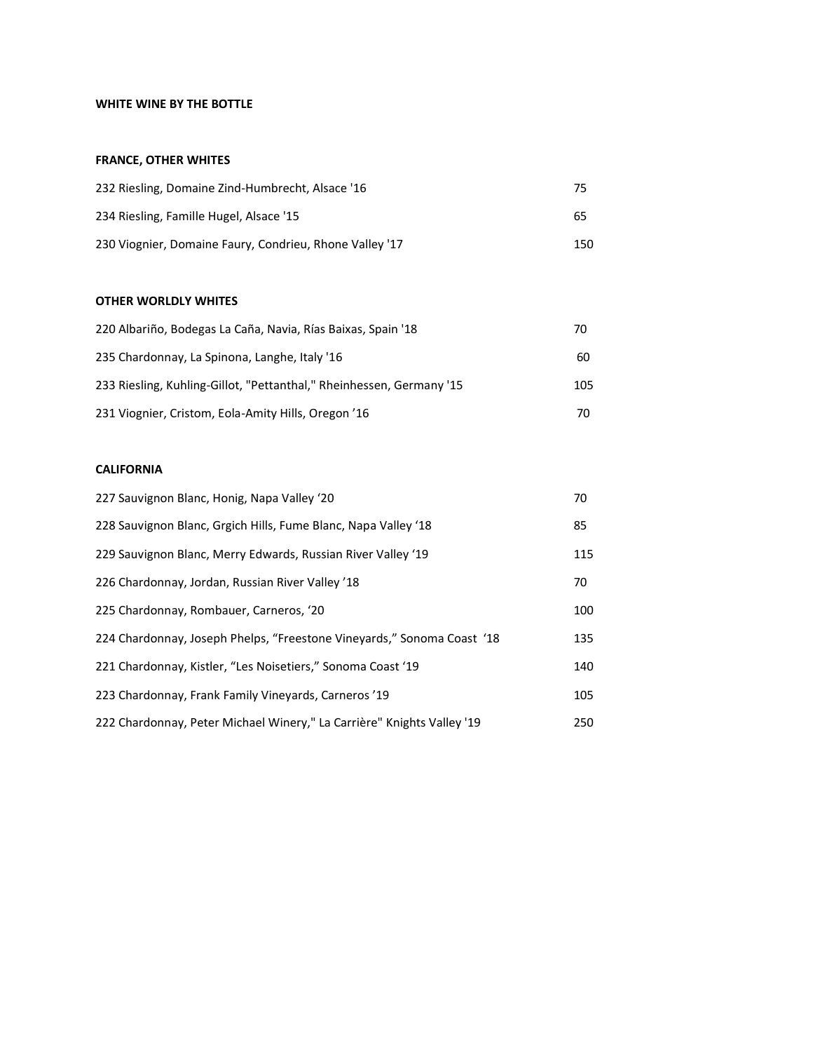## WHITE WINE BY THE BOTTLE

### FRANCE, OTHER WHITES

| | |
|---|---|
| 232 Riesling, Domaine Zind-Humbrecht, Alsace '16 | 75 |
| 234 Riesling, Famille Hugel, Alsace '15 | 65 |
| 230 Viognier, Domaine Faury, Condrieu, Rhone Valley '17 | 150 |

### OTHER WORLDLY WHITES

| | |
|---|---|
| 220 Albariño, Bodegas La Caña, Navia, Rías Baixas, Spain '18 | 70 |
| 235 Chardonnay, La Spinona, Langhe, Italy '16 | 60 |
| 233 Riesling, Kuhling-Gillot, "Pettanthal," Rheinhessen, Germany '15 | 105 |
| 231 Viognier, Cristom, Eola-Amity Hills, Oregon '16 | 70 |

### CALIFORNIA

| | |
|---|---|
| 227 Sauvignon Blanc, Honig, Napa Valley '20 | 70 |
| 228 Sauvignon Blanc, Grgich Hills, Fume Blanc, Napa Valley '18 | 85 |
| 229 Sauvignon Blanc, Merry Edwards, Russian River Valley '19 | 115 |
| 226 Chardonnay, Jordan, Russian River Valley '18 | 70 |
| 225 Chardonnay, Rombauer, Carneros, '20 | 100 |
| 224 Chardonnay, Joseph Phelps, "Freestone Vineyards," Sonoma Coast '18 | 135 |
| 221 Chardonnay, Kistler, "Les Noisetiers," Sonoma Coast '19 | 140 |
| 223 Chardonnay, Frank Family Vineyards, Carneros '19 | 105 |
| 222 Chardonnay, Peter Michael Winery," La Carrière" Knights Valley '19 | 250 |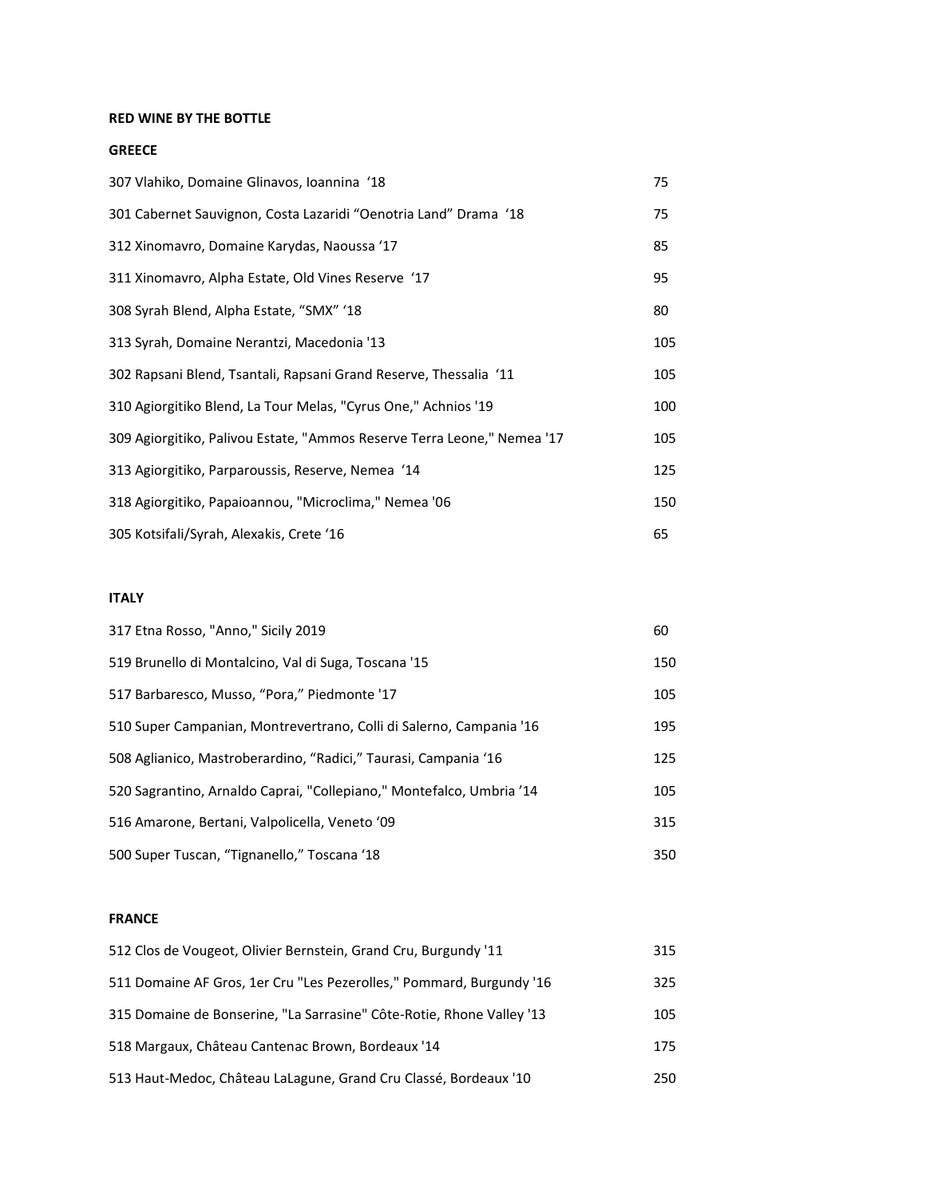## RED WINE BY THE BOTTLE

### GREECE

| | |
|---|---|
| 307 Vlahiko, Domaine Glinavos, Ioannina ‘18 | 75 |
| 301 Cabernet Sauvignon, Costa Lazaridi “Oenotria Land” Drama ‘18 | 75 |
| 312 Xinomavro, Domaine Karydas, Naoussa ‘17 | 85 |
| 311 Xinomavro, Alpha Estate, Old Vines Reserve ‘17 | 95 |
| 308 Syrah Blend, Alpha Estate, “SMX” ‘18 | 80 |
| 313 Syrah, Domaine Nerantzi, Macedonia '13 | 105 |
| 302 Rapsani Blend, Tsantali, Rapsani Grand Reserve, Thessalia ‘11 | 105 |
| 310 Agiorgitiko Blend, La Tour Melas, "Cyrus One," Achnios '19 | 100 |
| 309 Agiorgitiko, Palivou Estate, "Ammos Reserve Terra Leone," Nemea '17 | 105 |
| 313 Agiorgitiko, Parparoussis, Reserve, Nemea ‘14 | 125 |
| 318 Agiorgitiko, Papaioannou, "Microclima," Nemea '06 | 150 |
| 305 Kotsifali/Syrah, Alexakis, Crete ‘16 | 65 |

### ITALY

| | |
|---|---|
| 317 Etna Rosso, "Anno," Sicily 2019 | 60 |
| 519 Brunello di Montalcino, Val di Suga, Toscana '15 | 150 |
| 517 Barbaresco, Musso, “Pora,” Piedmonte '17 | 105 |
| 510 Super Campanian, Montrevertrano, Colli di Salerno, Campania '16 | 195 |
| 508 Aglianico, Mastroberardino, “Radici,” Taurasi, Campania ‘16 | 125 |
| 520 Sagrantino, Arnaldo Caprai, "Collepiano," Montefalco, Umbria ’14 | 105 |
| 516 Amarone, Bertani, Valpolicella, Veneto ‘09 | 315 |
| 500 Super Tuscan, “Tignanello,” Toscana ‘18 | 350 |

### FRANCE

| | |
|---|---|
| 512 Clos de Vougeot, Olivier Bernstein, Grand Cru, Burgundy '11 | 315 |
| 511 Domaine AF Gros, 1er Cru "Les Pezerolles," Pommard, Burgundy '16 | 325 |
| 315 Domaine de Bonserine, "La Sarrasine" Côte-Rotie, Rhone Valley '13 | 105 |
| 518 Margaux, Château Cantenac Brown, Bordeaux '14 | 175 |
| 513 Haut-Medoc, Château LaLagune, Grand Cru Classé, Bordeaux '10 | 250 |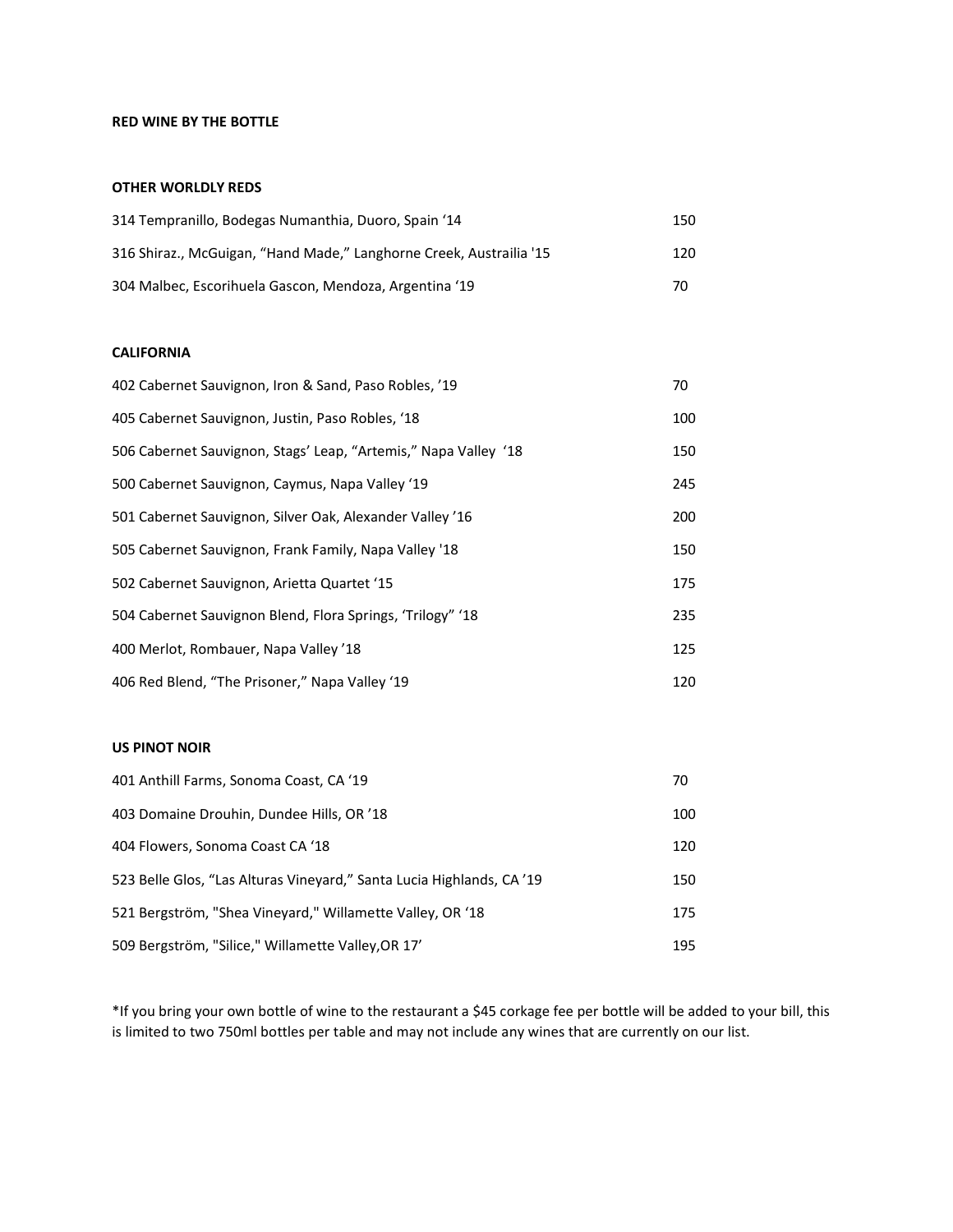**RED WINE BY THE BOTTLE**

**OTHER WORLDLY REDS**

| | |
|---|---|
| 314 Tempranillo, Bodegas Numanthia, Duoro, Spain ‘14 | 150 |
| 316 Shiraz., McGuigan, “Hand Made,” Langhorne Creek, Austrailia '15 | 120 |
| 304 Malbec, Escorihuela Gascon, Mendoza, Argentina ‘19 | 70 |

**CALIFORNIA**

| | |
|---|---|
| 402 Cabernet Sauvignon, Iron & Sand, Paso Robles, ’19 | 70 |
| 405 Cabernet Sauvignon, Justin, Paso Robles, ‘18 | 100 |
| 506 Cabernet Sauvignon, Stags’ Leap, “Artemis,” Napa Valley ‘18 | 150 |
| 500 Cabernet Sauvignon, Caymus, Napa Valley ‘19 | 245 |
| 501 Cabernet Sauvignon, Silver Oak, Alexander Valley ’16 | 200 |
| 505 Cabernet Sauvignon, Frank Family, Napa Valley '18 | 150 |
| 502 Cabernet Sauvignon, Arietta Quartet ‘15 | 175 |
| 504 Cabernet Sauvignon Blend, Flora Springs, ‘Trilogy” ‘18 | 235 |
| 400 Merlot, Rombauer, Napa Valley ’18 | 125 |
| 406 Red Blend, “The Prisoner,” Napa Valley ‘19 | 120 |

**US PINOT NOIR**

| | |
|---|---|
| 401 Anthill Farms, Sonoma Coast, CA ‘19 | 70 |
| 403 Domaine Drouhin, Dundee Hills, OR ’18 | 100 |
| 404 Flowers, Sonoma Coast CA ‘18 | 120 |
| 523 Belle Glos, “Las Alturas Vineyard,” Santa Lucia Highlands, CA ’19 | 150 |
| 521 Bergström, "Shea Vineyard," Willamette Valley, OR ‘18 | 175 |
| 509 Bergström, "Silice," Willamette Valley,OR 17’ | 195 |

*If you bring your own bottle of wine to the restaurant a $45 corkage fee per bottle will be added to your bill, this is limited to two 750ml bottles per table and may not include any wines that are currently on our list.